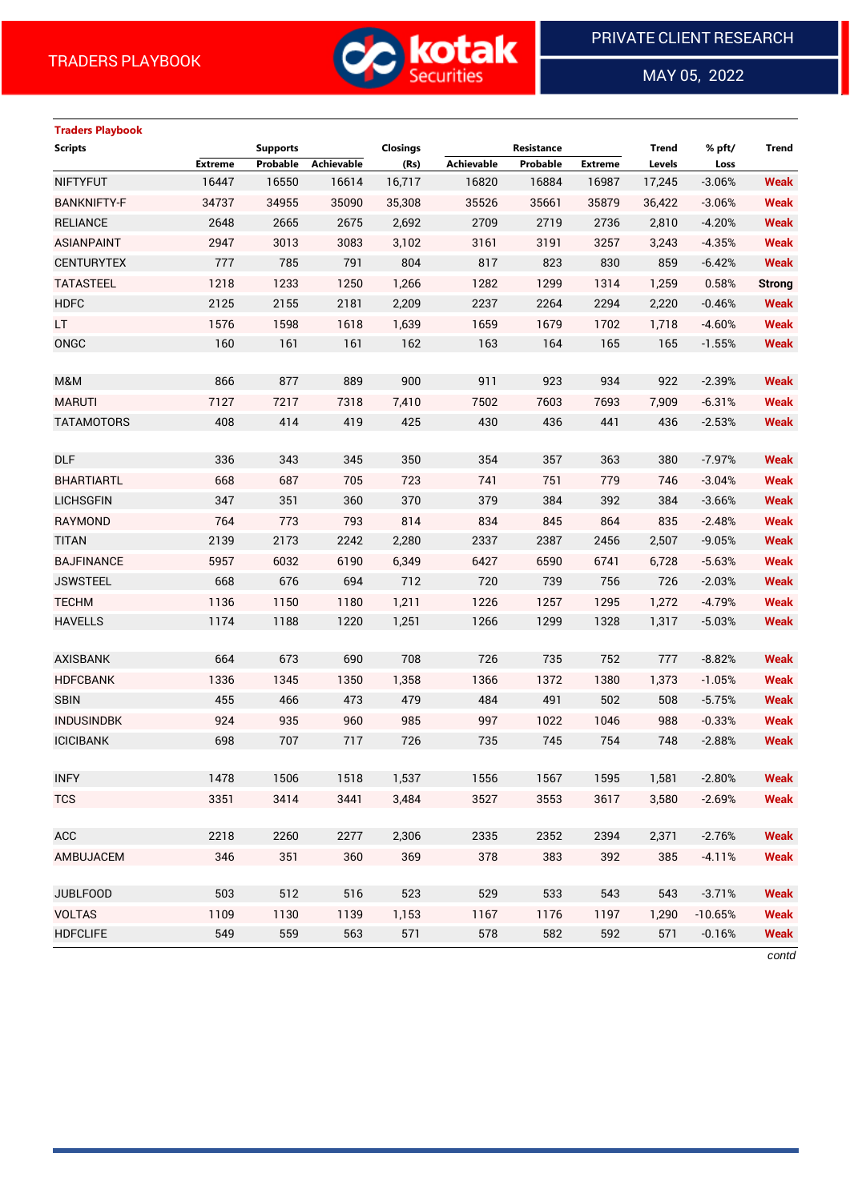TRADERS PLAYBOOK

PRIVATE CLIENT RESEARCH

MAY 05, 2022

### Traders Playbook

| Scripts | Supports | | | Closings | Resistance | | | Trend | % pft/ | Trend |
|---|---|---|---|---|---|---|---|---|---|---|
| | Extreme | Probable | Achievable | (Rs) | Achievable | Probable | Extreme | Levels | Loss | |
| NIFTYFUT | 16447 | 16550 | 16614 | 16,717 | 16820 | 16884 | 16987 | 17,245 | -3.06% | Weak |
| BANKNIFTY-F | 34737 | 34955 | 35090 | 35,308 | 35526 | 35661 | 35879 | 36,422 | -3.06% | Weak |
| RELIANCE | 2648 | 2665 | 2675 | 2,692 | 2709 | 2719 | 2736 | 2,810 | -4.20% | Weak |
| ASIANPAINT | 2947 | 3013 | 3083 | 3,102 | 3161 | 3191 | 3257 | 3,243 | -4.35% | Weak |
| CENTURYTEX | 777 | 785 | 791 | 804 | 817 | 823 | 830 | 859 | -6.42% | Weak |
| TATASTEEL | 1218 | 1233 | 1250 | 1,266 | 1282 | 1299 | 1314 | 1,259 | 0.58% | Strong |
| HDFC | 2125 | 2155 | 2181 | 2,209 | 2237 | 2264 | 2294 | 2,220 | -0.46% | Weak |
| LT | 1576 | 1598 | 1618 | 1,639 | 1659 | 1679 | 1702 | 1,718 | -4.60% | Weak |
| ONGC | 160 | 161 | 161 | 162 | 163 | 164 | 165 | 165 | -1.55% | Weak |
| | | | | | | | | | | |
| M&M | 866 | 877 | 889 | 900 | 911 | 923 | 934 | 922 | -2.39% | Weak |
| MARUTI | 7127 | 7217 | 7318 | 7,410 | 7502 | 7603 | 7693 | 7,909 | -6.31% | Weak |
| TATAMOTORS | 408 | 414 | 419 | 425 | 430 | 436 | 441 | 436 | -2.53% | Weak |
| | | | | | | | | | | |
| DLF | 336 | 343 | 345 | 350 | 354 | 357 | 363 | 380 | -7.97% | Weak |
| BHARTIARTL | 668 | 687 | 705 | 723 | 741 | 751 | 779 | 746 | -3.04% | Weak |
| LICHSGFIN | 347 | 351 | 360 | 370 | 379 | 384 | 392 | 384 | -3.66% | Weak |
| RAYMOND | 764 | 773 | 793 | 814 | 834 | 845 | 864 | 835 | -2.48% | Weak |
| TITAN | 2139 | 2173 | 2242 | 2,280 | 2337 | 2387 | 2456 | 2,507 | -9.05% | Weak |
| BAJFINANCE | 5957 | 6032 | 6190 | 6,349 | 6427 | 6590 | 6741 | 6,728 | -5.63% | Weak |
| JSWSTEEL | 668 | 676 | 694 | 712 | 720 | 739 | 756 | 726 | -2.03% | Weak |
| TECHM | 1136 | 1150 | 1180 | 1,211 | 1226 | 1257 | 1295 | 1,272 | -4.79% | Weak |
| HAVELLS | 1174 | 1188 | 1220 | 1,251 | 1266 | 1299 | 1328 | 1,317 | -5.03% | Weak |
| | | | | | | | | | | |
| AXISBANK | 664 | 673 | 690 | 708 | 726 | 735 | 752 | 777 | -8.82% | Weak |
| HDFCBANK | 1336 | 1345 | 1350 | 1,358 | 1366 | 1372 | 1380 | 1,373 | -1.05% | Weak |
| SBIN | 455 | 466 | 473 | 479 | 484 | 491 | 502 | 508 | -5.75% | Weak |
| INDUSINDBK | 924 | 935 | 960 | 985 | 997 | 1022 | 1046 | 988 | -0.33% | Weak |
| ICICIBANK | 698 | 707 | 717 | 726 | 735 | 745 | 754 | 748 | -2.88% | Weak |
| | | | | | | | | | | |
| INFY | 1478 | 1506 | 1518 | 1,537 | 1556 | 1567 | 1595 | 1,581 | -2.80% | Weak |
| TCS | 3351 | 3414 | 3441 | 3,484 | 3527 | 3553 | 3617 | 3,580 | -2.69% | Weak |
| | | | | | | | | | | |
| ACC | 2218 | 2260 | 2277 | 2,306 | 2335 | 2352 | 2394 | 2,371 | -2.76% | Weak |
| AMBUJACEM | 346 | 351 | 360 | 369 | 378 | 383 | 392 | 385 | -4.11% | Weak |
| | | | | | | | | | | |
| JUBLFOOD | 503 | 512 | 516 | 523 | 529 | 533 | 543 | 543 | -3.71% | Weak |
| VOLTAS | 1109 | 1130 | 1139 | 1,153 | 1167 | 1176 | 1197 | 1,290 | -10.65% | Weak |
| HDFCLIFE | 549 | 559 | 563 | 571 | 578 | 582 | 592 | 571 | -0.16% | Weak |

*contd*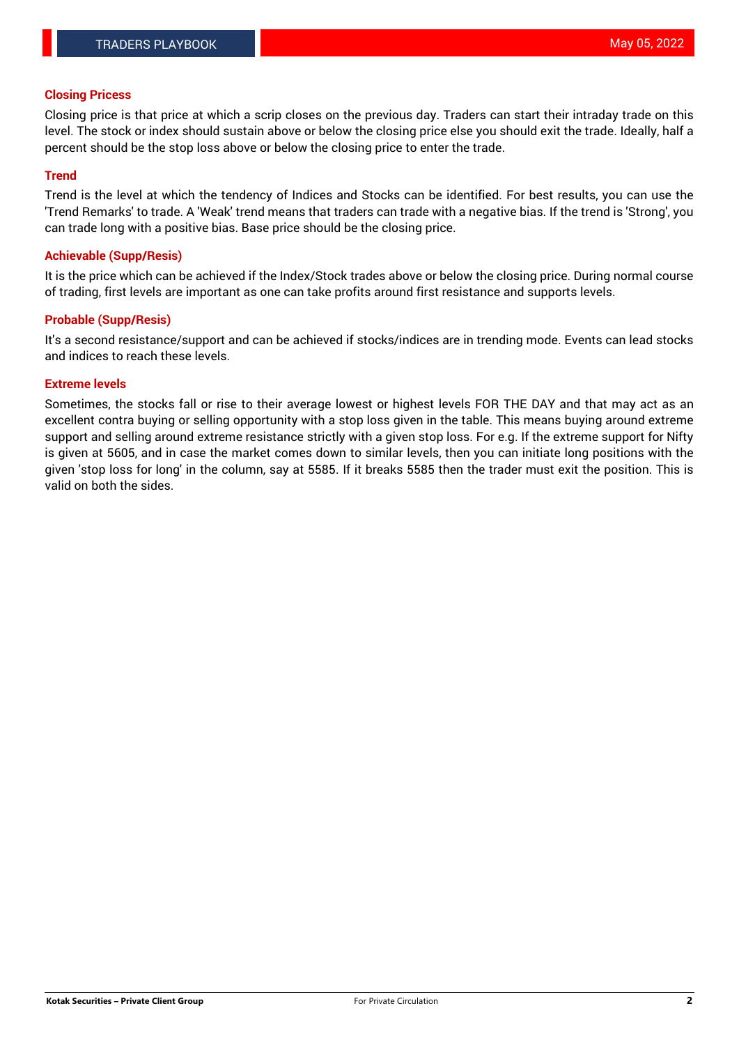### Closing Pricess

Closing price is that price at which a scrip closes on the previous day. Traders can start their intraday trade on this level. The stock or index should sustain above or below the closing price else you should exit the trade. Ideally, half a percent should be the stop loss above or below the closing price to enter the trade.

### Trend

Trend is the level at which the tendency of Indices and Stocks can be identified. For best results, you can use the 'Trend Remarks' to trade. A 'Weak' trend means that traders can trade with a negative bias. If the trend is 'Strong', you can trade long with a positive bias. Base price should be the closing price.

### Achievable (Supp/Resis)

It is the price which can be achieved if the Index/Stock trades above or below the closing price. During normal course of trading, first levels are important as one can take profits around first resistance and supports levels.

### Probable (Supp/Resis)

It's a second resistance/support and can be achieved if stocks/indices are in trending mode. Events can lead stocks and indices to reach these levels.

### Extreme levels

Sometimes, the stocks fall or rise to their average lowest or highest levels FOR THE DAY and that may act as an excellent contra buying or selling opportunity with a stop loss given in the table. This means buying around extreme support and selling around extreme resistance strictly with a given stop loss. For e.g. If the extreme support for Nifty is given at 5605, and in case the market comes down to similar levels, then you can initiate long positions with the given 'stop loss for long' in the column, say at 5585. If it breaks 5585 then the trader must exit the position. This is valid on both the sides.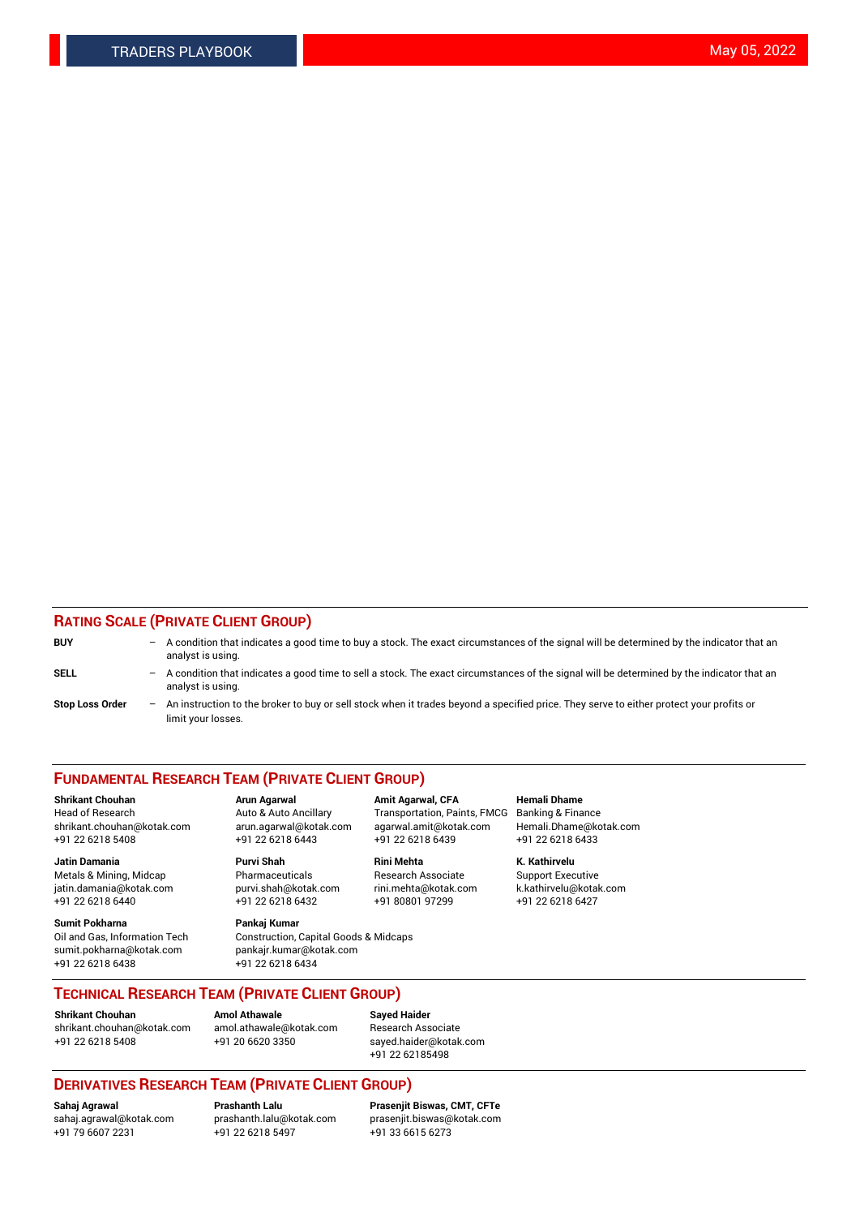## RATING SCALE (PRIVATE CLIENT GROUP)

**BUY** – A condition that indicates a good time to buy a stock. The exact circumstances of the signal will be determined by the indicator that an analyst is using.

**SELL** – A condition that indicates a good time to sell a stock. The exact circumstances of the signal will be determined by the indicator that an analyst is using.

**Stop Loss Order** – An instruction to the broker to buy or sell stock when it trades beyond a specified price. They serve to either protect your profits or limit your losses.

## FUNDAMENTAL RESEARCH TEAM (PRIVATE CLIENT GROUP)

**Shrikant Chouhan**
Head of Research
shrikant.chouhan@kotak.com
+91 22 6218 5408

**Arun Agarwal**
Auto & Auto Ancillary
arun.agarwal@kotak.com
+91 22 6218 6443

**Amit Agarwal, CFA**
Transportation, Paints, FMCG
agarwal.amit@kotak.com
+91 22 6218 6439

**Hemali Dhame**
Banking & Finance
Hemali.Dhame@kotak.com
+91 22 6218 6433

**Jatin Damania**
Metals & Mining, Midcap
jatin.damania@kotak.com
+91 22 6218 6440

**Purvi Shah**
Pharmaceuticals
purvi.shah@kotak.com
+91 22 6218 6432

**Rini Mehta**
Research Associate
rini.mehta@kotak.com
+91 80801 97299

**K. Kathirvelu**
Support Executive
k.kathirvelu@kotak.com
+91 22 6218 6427

**Sumit Pokharna**
Oil and Gas, Information Tech
sumit.pokharna@kotak.com
+91 22 6218 6438

**Pankaj Kumar**
Construction, Capital Goods & Midcaps
pankajr.kumar@kotak.com
+91 22 6218 6434

## TECHNICAL RESEARCH TEAM (PRIVATE CLIENT GROUP)

**Shrikant Chouhan**
shrikant.chouhan@kotak.com
+91 22 6218 5408

**Amol Athawale**
amol.athawale@kotak.com
+91 20 6620 3350

**Sayed Haider**
Research Associate
sayed.haider@kotak.com
+91 22 62185498

## DERIVATIVES RESEARCH TEAM (PRIVATE CLIENT GROUP)

**Sahaj Agrawal**
sahaj.agrawal@kotak.com
+91 79 6607 2231

**Prashanth Lalu**
prashanth.lalu@kotak.com
+91 22 6218 5497

**Prasenjit Biswas, CMT, CFTe**
prasenjit.biswas@kotak.com
+91 33 6615 6273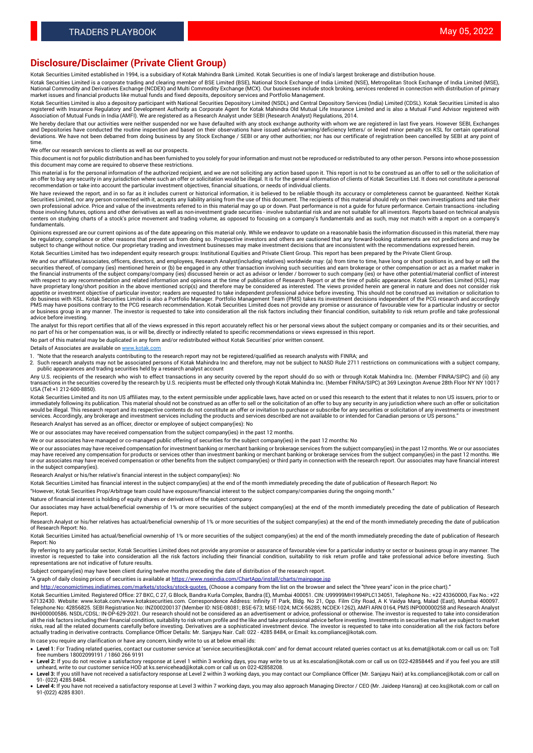## Disclosure/Disclaimer (Private Client Group)

Kotak Securities Limited established in 1994, is a subsidiary of Kotak Mahindra Bank Limited. Kotak Securities is one of India's largest brokerage and distribution house.

Kotak Securities Limited is a corporate trading and clearing member of BSE Limited (BSE), National Stock Exchange of India Limited (NSE), Metropolitan Stock Exchange of India Limited (MSE), National Commodity and Derivatives Exchange (NCDEX) and Multi Commodity Exchange (MCX). Our businesses include stock broking, services rendered in connection with distribution of primary market issues and financial products like mutual funds and fixed deposits, depository services and Portfolio Management.

Kotak Securities Limited is also a depository participant with National Securities Depository Limited (NSDL) and Central Depository Services (India) Limited (CDSL). Kotak Securities Limited is also registered with Insurance Regulatory and Development Authority as Corporate Agent for Kotak Mahindra Old Mutual Life Insurance Limited and is also a Mutual Fund Advisor registered with Association of Mutual Funds in India (AMFI). We are registered as a Research Analyst under SEBI (Research Analyst) Regulations, 2014.

We hereby declare that our activities were neither suspended nor we have defaulted with any stock exchange authority with whom we are registered in last five years. However SEBI, Exchanges and Depositories have conducted the routine inspection and based on their observations have issued advise/warning/deficiency letters/ or levied minor penalty on KSL for certain operational deviations. We have not been debarred from doing business by any Stock Exchange / SEBI or any other authorities; nor has our certificate of registration been cancelled by SEBI at any point of time.

We offer our research services to clients as well as our prospects.

This document is not for public distribution and has been furnished to you solely for your information and must not be reproduced or redistributed to any other person. Persons into whose possession this document may come are required to observe these restrictions.

This material is for the personal information of the authorized recipient, and we are not soliciting any action based upon it. This report is not to be construed as an offer to sell or the solicitation of an offer to buy any security in any jurisdiction where such an offer or solicitation would be illegal. It is for the general information of clients of Kotak Securities Ltd. It does not constitute a personal recommendation or take into account the particular investment objectives, financial situations, or needs of individual clients.

We have reviewed the report, and in so far as it includes current or historical information, it is believed to be reliable though its accuracy or completeness cannot be guaranteed. Neither Kotak Securities Limited, nor any person connected with it, accepts any liability arising from the use of this document. The recipients of this material should rely on their own investigations and take their own professional advice. Price and value of the investments referred to in this material may go up or down. Past performance is not a guide for future performance. Certain transactions -including those involving futures, options and other derivatives as well as non-investment grade securities - involve substantial risk and are not suitable for all investors. Reports based on technical analysis centers on studying charts of a stock's price movement and trading volume, as opposed to focusing on a company's fundamentals and as such, may not match with a report on a company's fundamentals.

Opinions expressed are our current opinions as of the date appearing on this material only. While we endeavor to update on a reasonable basis the information discussed in this material, there may be regulatory, compliance or other reasons that prevent us from doing so. Prospective investors and others are cautioned that any forward-looking statements are not predictions and may be subject to change without notice. Our proprietary trading and investment businesses may make investment decisions that are inconsistent with the recommendations expressed herein.

Kotak Securities Limited has two independent equity research groups: Institutional Equities and Private Client Group. This report has been prepared by the Private Client Group.

We and our affiliates/associates, officers, directors, and employees, Research Analyst(including relatives) worldwide may: (a) from time to time, have long or short positions in, and buy or sell the securities thereof, of company (ies) mentioned herein or (b) be engaged in any other transaction involving such securities and earn brokerage or other compensation or act as a market maker in the financial instruments of the subject company/company (ies) discussed herein or act as advisor or lender / borrower to such company (ies) or have other potential/material conflict of interest with respect to any recommendation and related information and opinions at the time of publication of Research Report or at the time of public appearance. Kotak Securities Limited (KSL) may have proprietary long/short position in the above mentioned scrip(s) and therefore may be considered as interested. The views provided herein are general in nature and does not consider risk appetite or investment objective of particular investor; readers are requested to take independent professional advice before investing. This should not be construed as invitation or solicitation to do business with KSL. Kotak Securities Limited is also a Portfolio Manager. Portfolio Management Team (PMS) takes its investment decisions independent of the PCG research and accordingly PMS may have positions contrary to the PCG research recommendation. Kotak Securities Limited does not provide any promise or assurance of favourable view for a particular industry or sector or business group in any manner. The investor is requested to take into consideration all the risk factors including their financial condition, suitability to risk return profile and take professional advice before investing.

The analyst for this report certifies that all of the views expressed in this report accurately reflect his or her personal views about the subject company or companies and its or their securities, and no part of his or her compensation was, is or will be, directly or indirectly related to specific recommendations or views expressed in this report.

No part of this material may be duplicated in any form and/or redistributed without Kotak Securities' prior written consent.

Details of Associates are available on www.kotak.com

1. "Note that the research analysts contributing to the research report may not be registered/qualified as research analysts with FINRA; and
2. Such research analysts may not be associated persons of Kotak Mahindra Inc and therefore, may not be subject to NASD Rule 2711 restrictions on communications with a subject company, public appearances and trading securities held by a research analyst account

Any U.S. recipients of the research who wish to effect transactions in any security covered by the report should do so with or through Kotak Mahindra Inc. (Member FINRA/SIPC) and (ii) any transactions in the securities covered by the research by U.S. recipients must be effected only through Kotak Mahindra Inc. (Member FINRA/SIPC) at 369 Lexington Avenue 28th Floor NY NY 10017 USA (Tel:+1 212-600-8850).

Kotak Securities Limited and its non US affiliates may, to the extent permissible under applicable laws, have acted on or used this research to the extent that it relates to non US issuers, prior to or immediately following its publication. This material should not be construed as an offer to sell or the solicitation of an offer to buy any security in any jurisdiction where such an offer or solicitation would be illegal. This research report and its respective contents do not constitute an offer or invitation to purchase or subscribe for any securities or solicitation of any investments or investment services. Accordingly, any brokerage and investment services including the products and services described are not available to or intended for Canadian persons or US persons."

Research Analyst has served as an officer, director or employee of subject company(ies): No

We or our associates may have received compensation from the subject company(ies) in the past 12 months.

We or our associates have managed or co-managed public offering of securities for the subject company(ies) in the past 12 months: No

We or our associates may have received compensation for investment banking or merchant banking or brokerage services from the subject company(ies) in the past 12 months. We or our associates may have received any compensation for products or services other than investment banking or merchant banking or brokerage services from the subject company(ies) in the past 12 months. We or our associates may have received compensation or other benefits from the subject company(ies) or third party in connection with the research report. Our associates may have financial interest in the subject company(ies).

Research Analyst or his/her relative's financial interest in the subject company(ies): No

Kotak Securities Limited has financial interest in the subject company(ies) at the end of the month immediately preceding the date of publication of Research Report: No

"However, Kotak Securities Prop/Arbitrage team could have exposure/financial interest to the subject company/companies during the ongoing month."

Nature of financial interest is holding of equity shares or derivatives of the subject company.

Our associates may have actual/beneficial ownership of 1% or more securities of the subject company(ies) at the end of the month immediately preceding the date of publication of Research Report.

Research Analyst or his/her relatives has actual/beneficial ownership of 1% or more securities of the subject company(ies) at the end of the month immediately preceding the date of publication of Research Report: No.

Kotak Securities Limited has actual/beneficial ownership of 1% or more securities of the subject company(ies) at the end of the month immediately preceding the date of publication of Research Report: No

By referring to any particular sector, Kotak Securities Limited does not provide any promise or assurance of favourable view for a particular industry or sector or business group in any manner. The investor is requested to take into consideration all the risk factors including their financial condition, suitability to risk return profile and take professional advice before investing. Such representations are not indicative of future results.

Subject company(ies) may have been client during twelve months preceding the date of distribution of the research report.

"A graph of daily closing prices of securities is available at https://www.nseindia.com/ChartApp/install/charts/mainpage.jsp

and http://economictimes.indiatimes.com/markets/stocks/stock-quotes. (Choose a company from the list on the browser and select the "three years" icon in the price chart)."

Kotak Securities Limited. Registered Office: 27 BKC, C 27, G Block, Bandra Kurla Complex, Bandra (E), Mumbai 400051. CIN: U99999MH1994PLC134051, Telephone No.: +22 43360000, Fax No.: +22 67132430. Website: www.kotak.com/www.kotaksecurities.com. Correspondence Address: Infinity IT Park, Bldg. No 21, Opp. Film City Road, A K Vaidya Marg, Malad (East), Mumbai 400097. Telephone No: 42856825. SEBI Registration No: INZ000200137 (Member ID: NSE-08081; BSE-673; MSE-1024; MCX-56285; NCDEX-1262), AMFI ARN 0164, PMS INP000000258 and Research Analyst INH000000586. NSDL/CDSL: IN-DP-629-2021. Our research should not be considered as an advertisement or advice, professional or otherwise. The investor is requested to take into consideration all the risk factors including their financial condition, suitability to risk return profile and the like and take professional advice before investing. Investments in securities market are subject to market risks, read all the related documents carefully before investing. Derivatives are a sophisticated investment device. The investor is requested to take into consideration all the risk factors before actually trading in derivative contracts. Compliance Officer Details: Mr. Sanjayu Nair. Call: 022 - 4285 8484, or Email: ks.compliance@kotak.com.

In case you require any clarification or have any concern, kindly write to us at below email ids:

- **Level 1**: For Trading related queries, contact our customer service at 'service.securities@kotak.com' and for demat account related queries contact us at ks.demat@kotak.com or call us on: Toll free numbers 18002099191 / 1860 266 9191
- **Level 2:** If you do not receive a satisfactory response at Level 1 within 3 working days, you may write to us at ks.escalation@kotak.com or call us on 022-42858445 and if you feel you are still unheard, write to our customer service HOD at ks.servicehead@kotak.com or call us on 022-42858208.
- **Level 3:** If you still have not received a satisfactory response at Level 2 within 3 working days, you may contact our Compliance Officer (Mr. Sanjayu Nair) at ks.compliance@kotak.com or call on 91- (022) 4285 8484.
- **Level 4:** If you have not received a satisfactory response at Level 3 within 7 working days, you may also approach Managing Director / CEO (Mr. Jaideep Hansraj) at ceo.ks@kotak.com or call on 91-(022) 4285 8301.